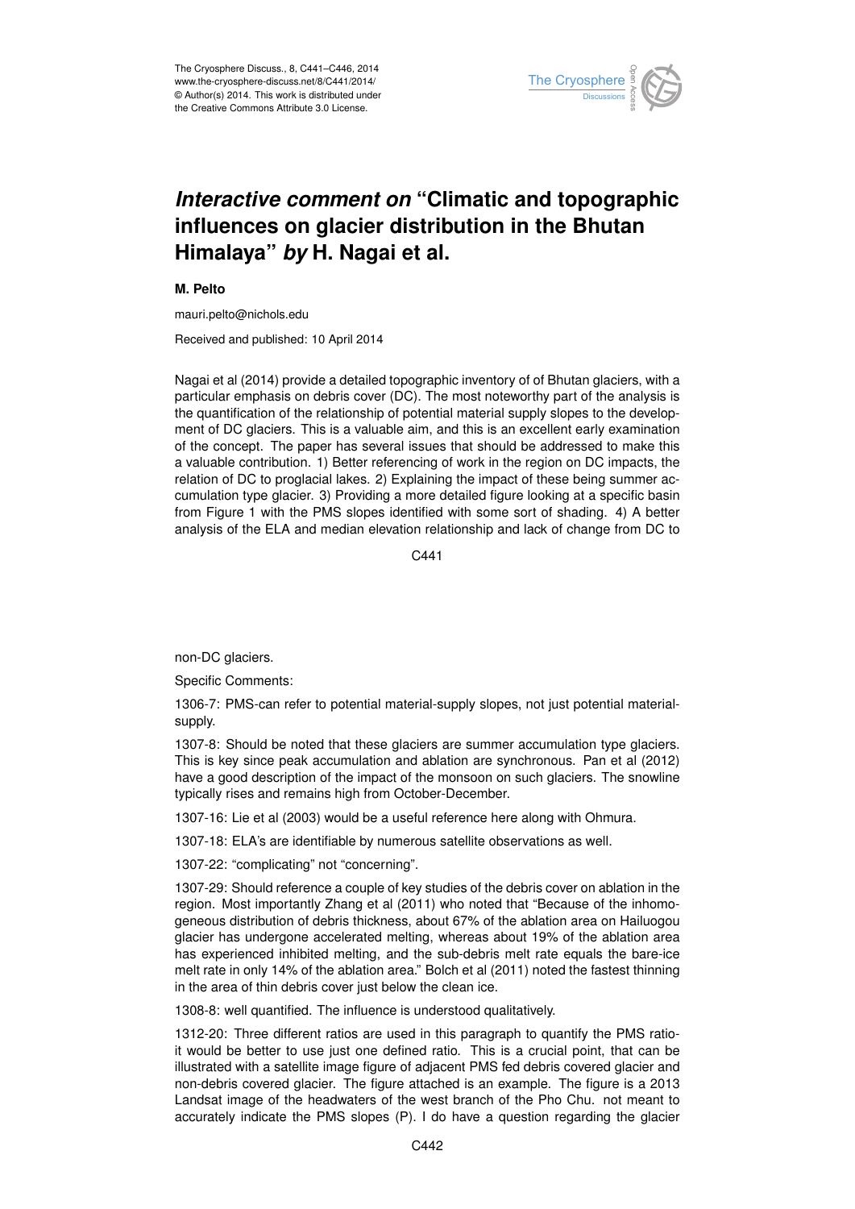# *Interactive comment on* "Climatic and topographic influences on glacier distribution in the Bhutan Himalaya" *by* H. Nagai et al.

**M. Pelto**

mauri.pelto@nichols.edu

Received and published: 10 April 2014

Nagai et al (2014) provide a detailed topographic inventory of of Bhutan glaciers, with a particular emphasis on debris cover (DC). The most noteworthy part of the analysis is the quantification of the relationship of potential material supply slopes to the development of DC glaciers. This is a valuable aim, and this is an excellent early examination of the concept. The paper has several issues that should be addressed to make this a valuable contribution. 1) Better referencing of work in the region on DC impacts, the relation of DC to proglacial lakes. 2) Explaining the impact of these being summer accumulation type glacier. 3) Providing a more detailed figure looking at a specific basin from Figure 1 with the PMS slopes identified with some sort of shading. 4) A better analysis of the ELA and median elevation relationship and lack of change from DC to non-DC glaciers.

Specific Comments:

1306-7: PMS-can refer to potential material-supply slopes, not just potential material-supply.

1307-8: Should be noted that these glaciers are summer accumulation type glaciers. This is key since peak accumulation and ablation are synchronous. Pan et al (2012) have a good description of the impact of the monsoon on such glaciers. The snowline typically rises and remains high from October-December.

1307-16: Lie et al (2003) would be a useful reference here along with Ohmura.

1307-18: ELA's are identifiable by numerous satellite observations as well.

1307-22: "complicating" not "concerning".

1307-29: Should reference a couple of key studies of the debris cover on ablation in the region. Most importantly Zhang et al (2011) who noted that "Because of the inhomogeneous distribution of debris thickness, about 67% of the ablation area on Hailuogou glacier has undergone accelerated melting, whereas about 19% of the ablation area has experienced inhibited melting, and the sub-debris melt rate equals the bare-ice melt rate in only 14% of the ablation area." Bolch et al (2011) noted the fastest thinning in the area of thin debris cover just below the clean ice.

1308-8: well quantified. The influence is understood qualitatively.

1312-20: Three different ratios are used in this paragraph to quantify the PMS ratio-it would be better to use just one defined ratio. This is a crucial point, that can be illustrated with a satellite image figure of adjacent PMS fed debris covered glacier and non-debris covered glacier. The figure attached is an example. The figure is a 2013 Landsat image of the headwaters of the west branch of the Pho Chu. not meant to accurately indicate the PMS slopes (P). I do have a question regarding the glacier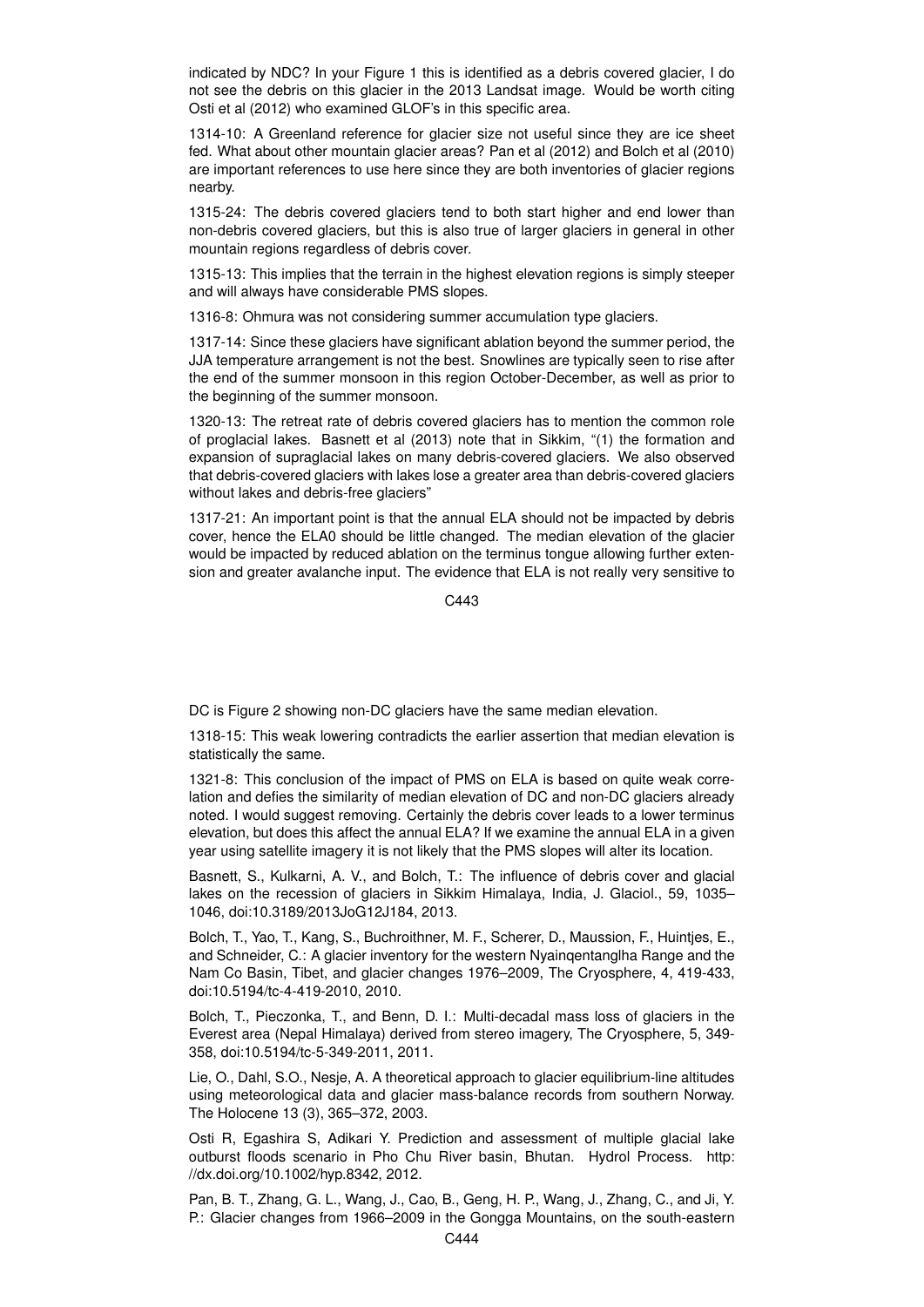indicated by NDC? In your Figure 1 this is identified as a debris covered glacier, I do not see the debris on this glacier in the 2013 Landsat image. Would be worth citing Osti et al (2012) who examined GLOF's in this specific area.

1314-10: A Greenland reference for glacier size not useful since they are ice sheet fed. What about other mountain glacier areas? Pan et al (2012) and Bolch et al (2010) are important references to use here since they are both inventories of glacier regions nearby.

1315-24: The debris covered glaciers tend to both start higher and end lower than non-debris covered glaciers, but this is also true of larger glaciers in general in other mountain regions regardless of debris cover.

1315-13: This implies that the terrain in the highest elevation regions is simply steeper and will always have considerable PMS slopes.

1316-8: Ohmura was not considering summer accumulation type glaciers.

1317-14: Since these glaciers have significant ablation beyond the summer period, the JJA temperature arrangement is not the best. Snowlines are typically seen to rise after the end of the summer monsoon in this region October-December, as well as prior to the beginning of the summer monsoon.

1320-13: The retreat rate of debris covered glaciers has to mention the common role of proglacial lakes. Basnett et al (2013) note that in Sikkim, "(1) the formation and expansion of supraglacial lakes on many debris-covered glaciers. We also observed that debris-covered glaciers with lakes lose a greater area than debris-covered glaciers without lakes and debris-free glaciers"

1317-21: An important point is that the annual ELA should not be impacted by debris cover, hence the ELA0 should be little changed. The median elevation of the glacier would be impacted by reduced ablation on the terminus tongue allowing further extension and greater avalanche input. The evidence that ELA is not really very sensitive to DC is Figure 2 showing non-DC glaciers have the same median elevation.

1318-15: This weak lowering contradicts the earlier assertion that median elevation is statistically the same.

1321-8: This conclusion of the impact of PMS on ELA is based on quite weak correlation and defies the similarity of median elevation of DC and non-DC glaciers already noted. I would suggest removing. Certainly the debris cover leads to a lower terminus elevation, but does this affect the annual ELA? If we examine the annual ELA in a given year using satellite imagery it is not likely that the PMS slopes will alter its location.

Basnett, S., Kulkarni, A. V., and Bolch, T.: The influence of debris cover and glacial lakes on the recession of glaciers in Sikkim Himalaya, India, J. Glaciol., 59, 1035–1046, doi:10.3189/2013JoG12J184, 2013.

Bolch, T., Yao, T., Kang, S., Buchroithner, M. F., Scherer, D., Maussion, F., Huintjes, E., and Schneider, C.: A glacier inventory for the western Nyainqentanglha Range and the Nam Co Basin, Tibet, and glacier changes 1976–2009, The Cryosphere, 4, 419-433, doi:10.5194/tc-4-419-2010, 2010.

Bolch, T., Pieczonka, T., and Benn, D. I.: Multi-decadal mass loss of glaciers in the Everest area (Nepal Himalaya) derived from stereo imagery, The Cryosphere, 5, 349-358, doi:10.5194/tc-5-349-2011, 2011.

Lie, O., Dahl, S.O., Nesje, A. A theoretical approach to glacier equilibrium-line altitudes using meteorological data and glacier mass-balance records from southern Norway. The Holocene 13 (3), 365–372, 2003.

Osti R, Egashira S, Adikari Y. Prediction and assessment of multiple glacial lake outburst floods scenario in Pho Chu River basin, Bhutan. Hydrol Process. http://dx.doi.org/10.1002/hyp.8342, 2012.

Pan, B. T., Zhang, G. L., Wang, J., Cao, B., Geng, H. P., Wang, J., Zhang, C., and Ji, Y. P.: Glacier changes from 1966–2009 in the Gongga Mountains, on the south-eastern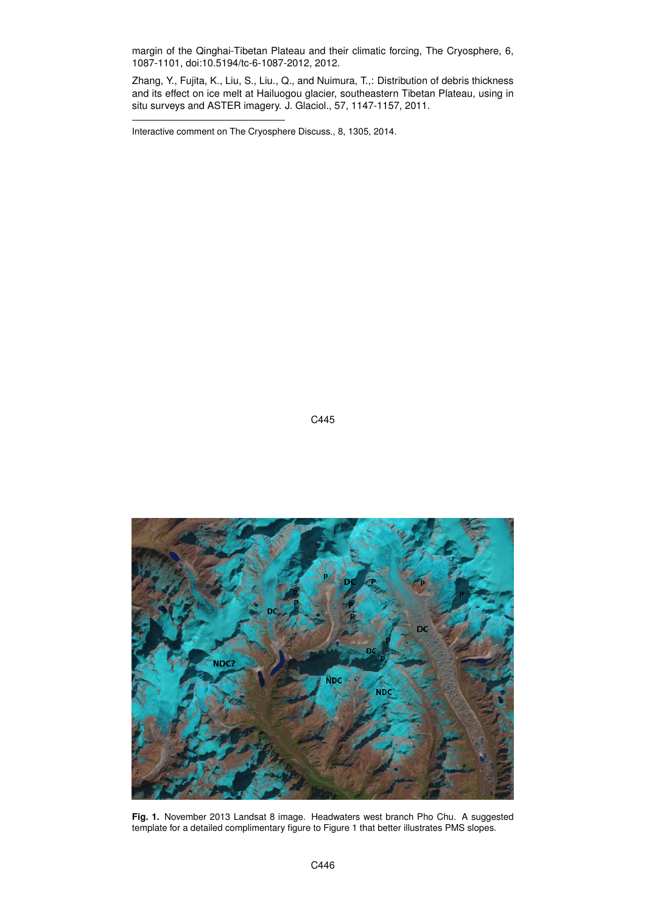margin of the Qinghai-Tibetan Plateau and their climatic forcing, The Cryosphere, 6, 1087-1101, doi:10.5194/tc-6-1087-2012, 2012.

Zhang, Y., Fujita, K., Liu, S., Liu., Q., and Nuimura, T.,: Distribution of debris thickness and its effect on ice melt at Hailuogou glacier, southeastern Tibetan Plateau, using in situ surveys and ASTER imagery. J. Glaciol., 57, 1147-1157, 2011.

---

Interactive comment on The Cryosphere Discuss., 8, 1305, 2014.

P
DC
P
P
P
P
P
DC
P
P
DC
P
DC
P
NDC?
NDC
NDC

**Fig. 1.** November 2013 Landsat 8 image. Headwaters west branch Pho Chu. A suggested template for a detailed complimentary figure to Figure 1 that better illustrates PMS slopes.